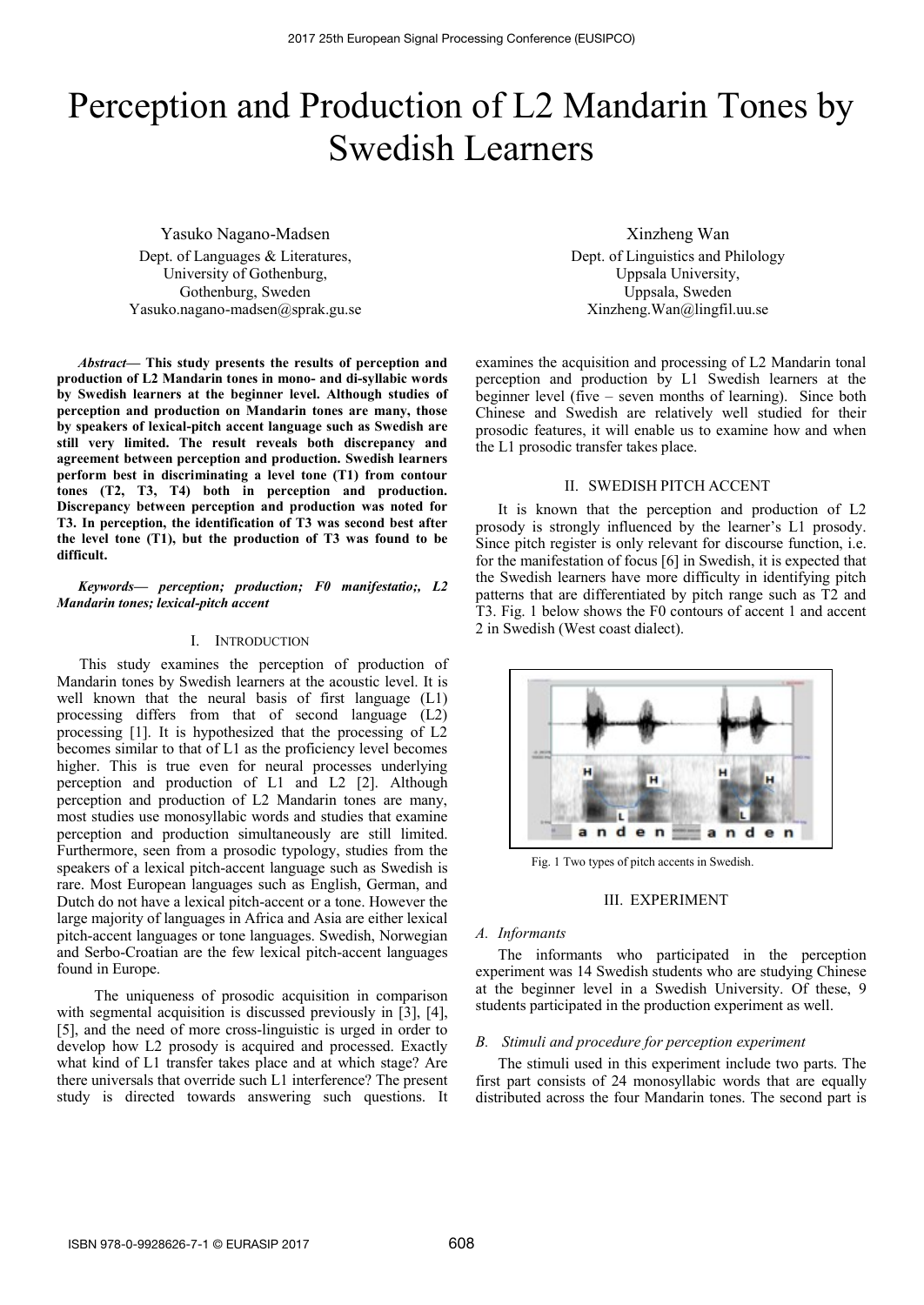# Perception and Production of L2 Mandarin Tones by Swedish Learners

Yasuko Nagano-Madsen
Dept. of Languages & Literatures,
University of Gothenburg,
Gothenburg, Sweden
Yasuko.nagano-madsen@sprak.gu.se

Xinzheng Wan
Dept. of Linguistics and Philology
Uppsala University,
Uppsala, Sweden
Xinzheng.Wan@lingfil.uu.se

***Abstract*— This study presents the results of perception and production of L2 Mandarin tones in mono- and di-syllabic words by Swedish learners at the beginner level. Although studies of perception and production on Mandarin tones are many, those by speakers of lexical-pitch accent language such as Swedish are still very limited. The result reveals both discrepancy and agreement between perception and production. Swedish learners perform best in discriminating a level tone (T1) from contour tones (T2, T3, T4) both in perception and production. Discrepancy between perception and production was noted for T3. In perception, the identification of T3 was second best after the level tone (T1), but the production of T3 was found to be difficult.**

***Keywords*— perception; production; F0 manifestatio;, L2 Mandarin tones; lexical-pitch accent**

## I. Introduction

This study examines the perception of production of Mandarin tones by Swedish learners at the acoustic level. It is well known that the neural basis of first language (L1) processing differs from that of second language (L2) processing [1]. It is hypothesized that the processing of L2 becomes similar to that of L1 as the proficiency level becomes higher. This is true even for neural processes underlying perception and production of L1 and L2 [2]. Although perception and production of L2 Mandarin tones are many, most studies use monosyllabic words and studies that examine perception and production simultaneously are still limited. Furthermore, seen from a prosodic typology, studies from the speakers of a lexical pitch-accent language such as Swedish is rare. Most European languages such as English, German, and Dutch do not have a lexical pitch-accent or a tone. However the large majority of languages in Africa and Asia are either lexical pitch-accent languages or tone languages. Swedish, Norwegian and Serbo-Croatian are the few lexical pitch-accent languages found in Europe.

The uniqueness of prosodic acquisition in comparison with segmental acquisition is discussed previously in [3], [4], [5], and the need of more cross-linguistic is urged in order to develop how L2 prosody is acquired and processed. Exactly what kind of L1 transfer takes place and at which stage? Are there universals that override such L1 interference? The present study is directed towards answering such questions. It examines the acquisition and processing of L2 Mandarin tonal perception and production by L1 Swedish learners at the beginner level (five – seven months of learning). Since both Chinese and Swedish are relatively well studied for their prosodic features, it will enable us to examine how and when the L1 prosodic transfer takes place.

## II. Swedish Pitch Accent

It is known that the perception and production of L2 prosody is strongly influenced by the learner's L1 prosody. Since pitch register is only relevant for discourse function, i.e. for the manifestation of focus [6] in Swedish, it is expected that the Swedish learners have more difficulty in identifying pitch patterns that are differentiated by pitch range such as T2 and T3. Fig. 1 below shows the F0 contours of accent 1 and accent 2 in Swedish (West coast dialect).

Fig. 1 Two types of pitch accents in Swedish.

## III. Experiment

### *A. Informants*

The informants who participated in the perception experiment was 14 Swedish students who are studying Chinese at the beginner level in a Swedish University. Of these, 9 students participated in the production experiment as well.

### *B. Stimuli and procedure for perception experiment*

The stimuli used in this experiment include two parts. The first part consists of 24 monosyllabic words that are equally distributed across the four Mandarin tones. The second part is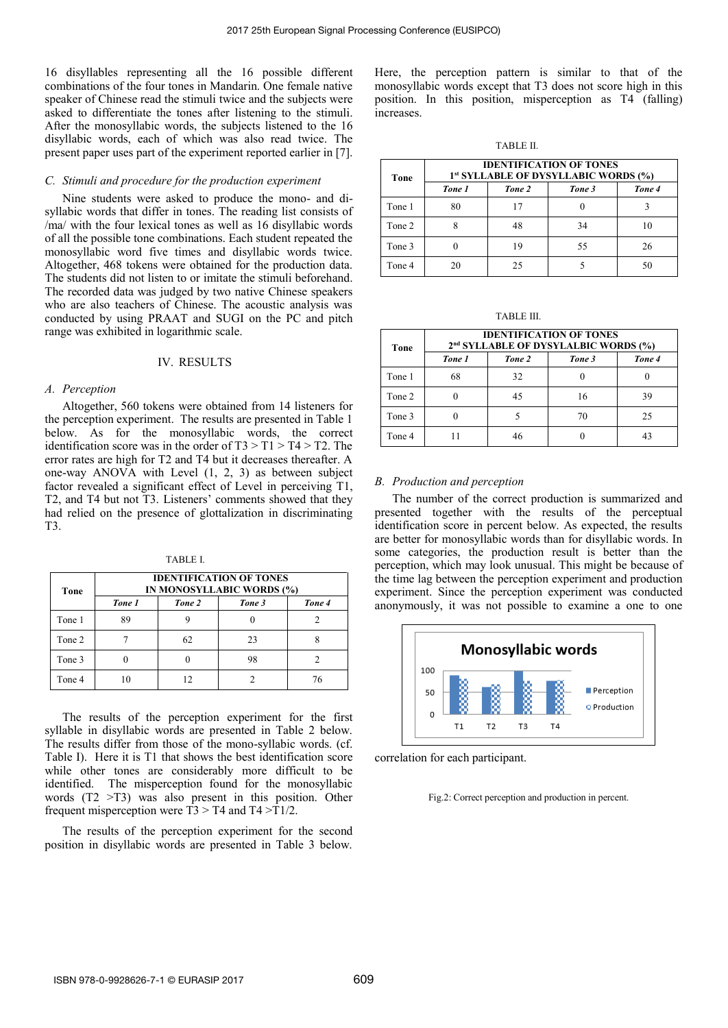16 disyllables representing all the 16 possible different combinations of the four tones in Mandarin. One female native speaker of Chinese read the stimuli twice and the subjects were asked to differentiate the tones after listening to the stimuli. After the monosyllabic words, the subjects listened to the 16 disyllabic words, each of which was also read twice. The present paper uses part of the experiment reported earlier in [7].

### *C. Stimuli and procedure for the production experiment*

Nine students were asked to produce the mono- and disyllabic words that differ in tones. The reading list consists of /ma/ with the four lexical tones as well as 16 disyllabic words of all the possible tone combinations. Each student repeated the monosyllabic word five times and disyllabic words twice. Altogether, 468 tokens were obtained for the production data. The students did not listen to or imitate the stimuli beforehand. The recorded data was judged by two native Chinese speakers who are also teachers of Chinese. The acoustic analysis was conducted by using PRAAT and SUGI on the PC and pitch range was exhibited in logarithmic scale.

## IV. RESULTS

### *A. Perception*

Altogether, 560 tokens were obtained from 14 listeners for the perception experiment. The results are presented in Table 1 below. As for the monosyllabic words, the correct identification score was in the order of T3 > T1 > T4 > T2. The error rates are high for T2 and T4 but it decreases thereafter. A one-way ANOVA with Level (1, 2, 3) as between subject factor revealed a significant effect of Level in perceiving T1, T2, and T4 but not T3. Listeners' comments showed that they had relied on the presence of glottalization in discriminating T3.

TABLE I.

| Tone | IDENTIFICATION OF TONES IN MONOSYLLABIC WORDS (%) | | | |
|---|---|---|---|---|
| | *Tone 1* | *Tone 2* | *Tone 3* | *Tone 4* |
| Tone 1 | 89 | 9 | 0 | 2 |
| Tone 2 | 7 | 62 | 23 | 8 |
| Tone 3 | 0 | 0 | 98 | 2 |
| Tone 4 | 10 | 12 | 2 | 76 |

The results of the perception experiment for the first syllable in disyllabic words are presented in Table 2 below. The results differ from those of the mono-syllabic words. (cf. Table I). Here it is T1 that shows the best identification score while other tones are considerably more difficult to be identified. The misperception found for the monosyllabic words (T2 >T3) was also present in this position. Other frequent misperception were T3 > T4 and T4 >T1/2.

The results of the perception experiment for the second position in disyllabic words are presented in Table 3 below. Here, the perception pattern is similar to that of the monosyllabic words except that T3 does not score high in this position. In this position, misperception as T4 (falling) increases.

TABLE II.

| Tone | IDENTIFICATION OF TONES 1st SYLLABLE OF DYSYLLABIC WORDS (%) | | | |
|---|---|---|---|---|
| | *Tone 1* | *Tone 2* | *Tone 3* | *Tone 4* |
| Tone 1 | 80 | 17 | 0 | 3 |
| Tone 2 | 8 | 48 | 34 | 10 |
| Tone 3 | 0 | 19 | 55 | 26 |
| Tone 4 | 20 | 25 | 5 | 50 |

TABLE III.

| Tone | IDENTIFICATION OF TONES 2nd SYLLABLE OF DYSYLALBIC WORDS (%) | | | |
|---|---|---|---|---|
| | *Tone 1* | *Tone 2* | *Tone 3* | *Tone 4* |
| Tone 1 | 68 | 32 | 0 | 0 |
| Tone 2 | 0 | 45 | 16 | 39 |
| Tone 3 | 0 | 5 | 70 | 25 |
| Tone 4 | 11 | 46 | 0 | 43 |

### *B. Production and perception*

The number of the correct production is summarized and presented together with the results of the perceptual identification score in percent below. As expected, the results are better for monosyllabic words than for disyllabic words. In some categories, the production result is better than the perception, which may look unusual. This might be because of the time lag between the perception experiment and production experiment. Since the perception experiment was conducted anonymously, it was not possible to examine a one to one correlation for each participant.

Fig.2: Correct perception and production in percent.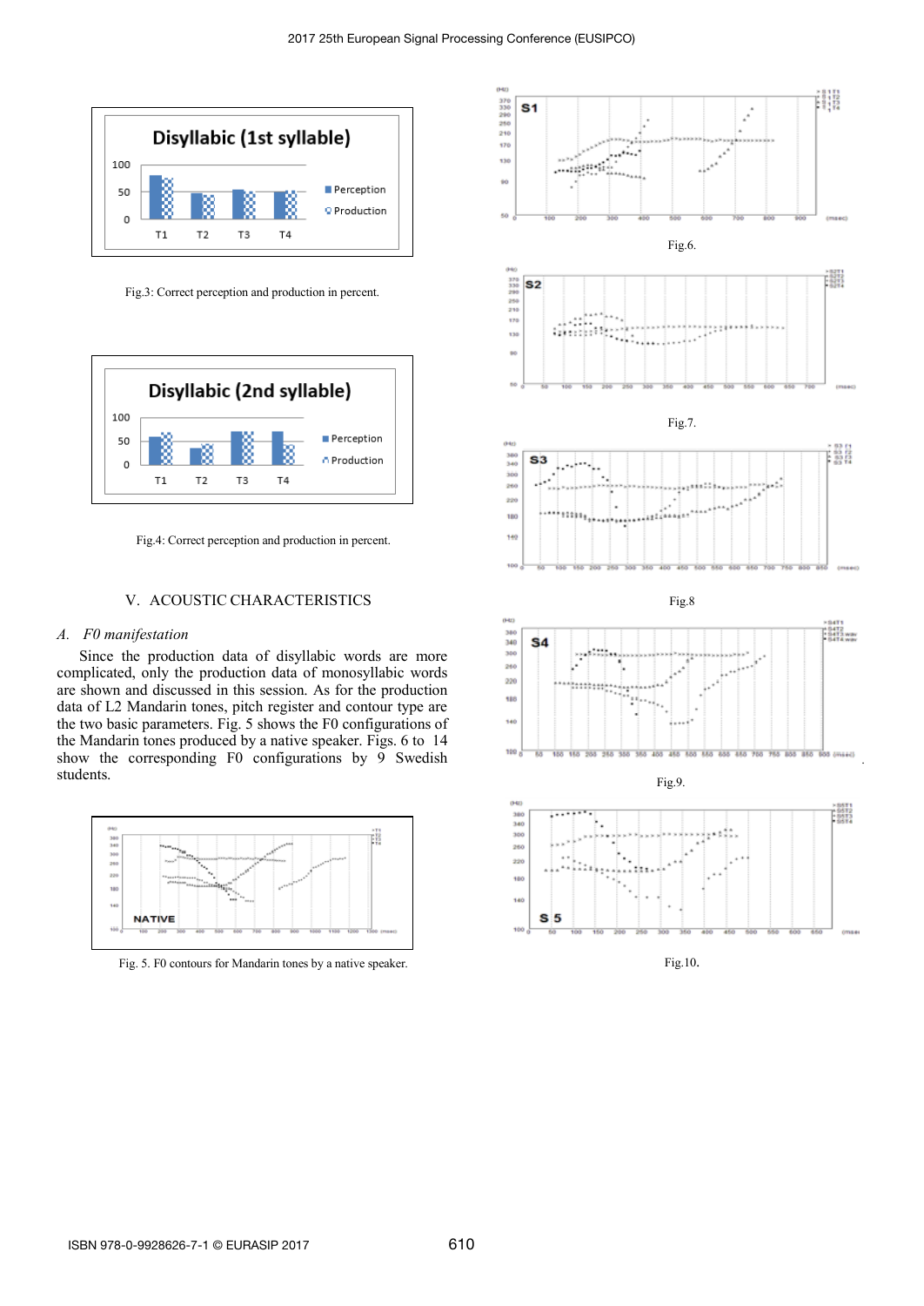Fig.3: Correct perception and production in percent.

Fig.4: Correct perception and production in percent.

## V. ACOUSTIC CHARACTERISTICS

### *A. F0 manifestation*

Since the production data of disyllabic words are more complicated, only the production data of monosyllabic words are shown and discussed in this session. As for the production data of L2 Mandarin tones, pitch register and contour type are the two basic parameters. Fig. 5 shows the F0 configurations of the Mandarin tones produced by a native speaker. Figs. 6 to 14 show the corresponding F0 configurations by 9 Swedish students.

Fig. 5. F0 contours for Mandarin tones by a native speaker.

Fig.6.

Fig.7.

Fig.8

Fig.9.

Fig.10.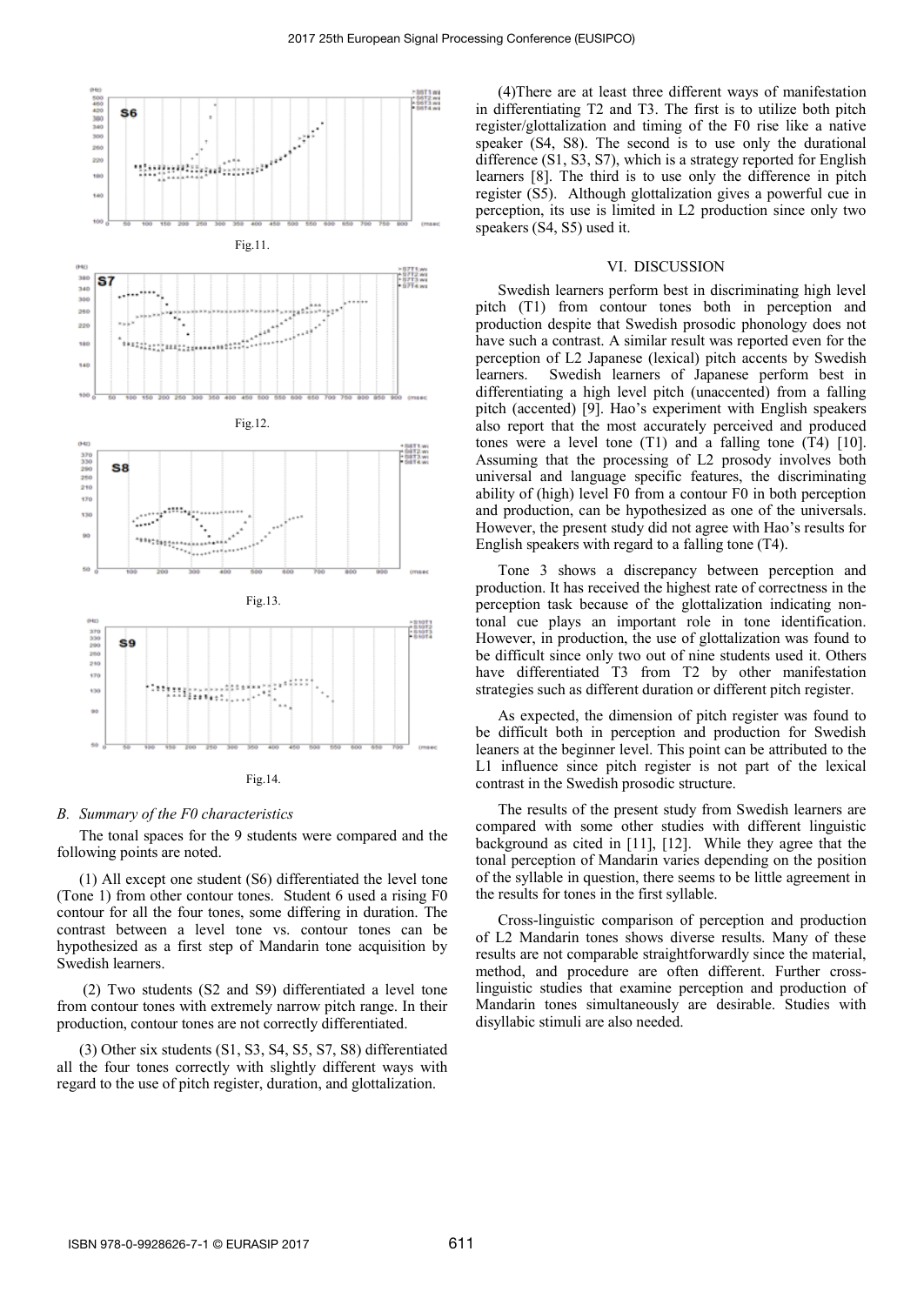Fig.11.

Fig.12.

Fig.13.

Fig.14.

### *B. Summary of the F0 characteristics*

The tonal spaces for the 9 students were compared and the following points are noted.

(1) All except one student (S6) differentiated the level tone (Tone 1) from other contour tones. Student 6 used a rising F0 contour for all the four tones, some differing in duration. The contrast between a level tone vs. contour tones can be hypothesized as a first step of Mandarin tone acquisition by Swedish learners.

(2) Two students (S2 and S9) differentiated a level tone from contour tones with extremely narrow pitch range. In their production, contour tones are not correctly differentiated.

(3) Other six students (S1, S3, S4, S5, S7, S8) differentiated all the four tones correctly with slightly different ways with regard to the use of pitch register, duration, and glottalization.

(4)There are at least three different ways of manifestation in differentiating T2 and T3. The first is to utilize both pitch register/glottalization and timing of the F0 rise like a native speaker (S4, S8). The second is to use only the durational difference (S1, S3, S7), which is a strategy reported for English learners [8]. The third is to use only the difference in pitch register (S5). Although glottalization gives a powerful cue in perception, its use is limited in L2 production since only two speakers (S4, S5) used it.

## VI. DISCUSSION

Swedish learners perform best in discriminating high level pitch (T1) from contour tones both in perception and production despite that Swedish prosodic phonology does not have such a contrast. A similar result was reported even for the perception of L2 Japanese (lexical) pitch accents by Swedish learners. Swedish learners of Japanese perform best in differentiating a high level pitch (unaccented) from a falling pitch (accented) [9]. Hao's experiment with English speakers also report that the most accurately perceived and produced tones were a level tone (T1) and a falling tone (T4) [10]. Assuming that the processing of L2 prosody involves both universal and language specific features, the discriminating ability of (high) level F0 from a contour F0 in both perception and production, can be hypothesized as one of the universals. However, the present study did not agree with Hao's results for English speakers with regard to a falling tone (T4).

Tone 3 shows a discrepancy between perception and production. It has received the highest rate of correctness in the perception task because of the glottalization indicating non-tonal cue plays an important role in tone identification. However, in production, the use of glottalization was found to be difficult since only two out of nine students used it. Others have differentiated T3 from T2 by other manifestation strategies such as different duration or different pitch register.

As expected, the dimension of pitch register was found to be difficult both in perception and production for Swedish leaners at the beginner level. This point can be attributed to the L1 influence since pitch register is not part of the lexical contrast in the Swedish prosodic structure.

The results of the present study from Swedish learners are compared with some other studies with different linguistic background as cited in [11], [12]. While they agree that the tonal perception of Mandarin varies depending on the position of the syllable in question, there seems to be little agreement in the results for tones in the first syllable.

Cross-linguistic comparison of perception and production of L2 Mandarin tones shows diverse results. Many of these results are not comparable straightforwardly since the material, method, and procedure are often different. Further cross-linguistic studies that examine perception and production of Mandarin tones simultaneously are desirable. Studies with disyllabic stimuli are also needed.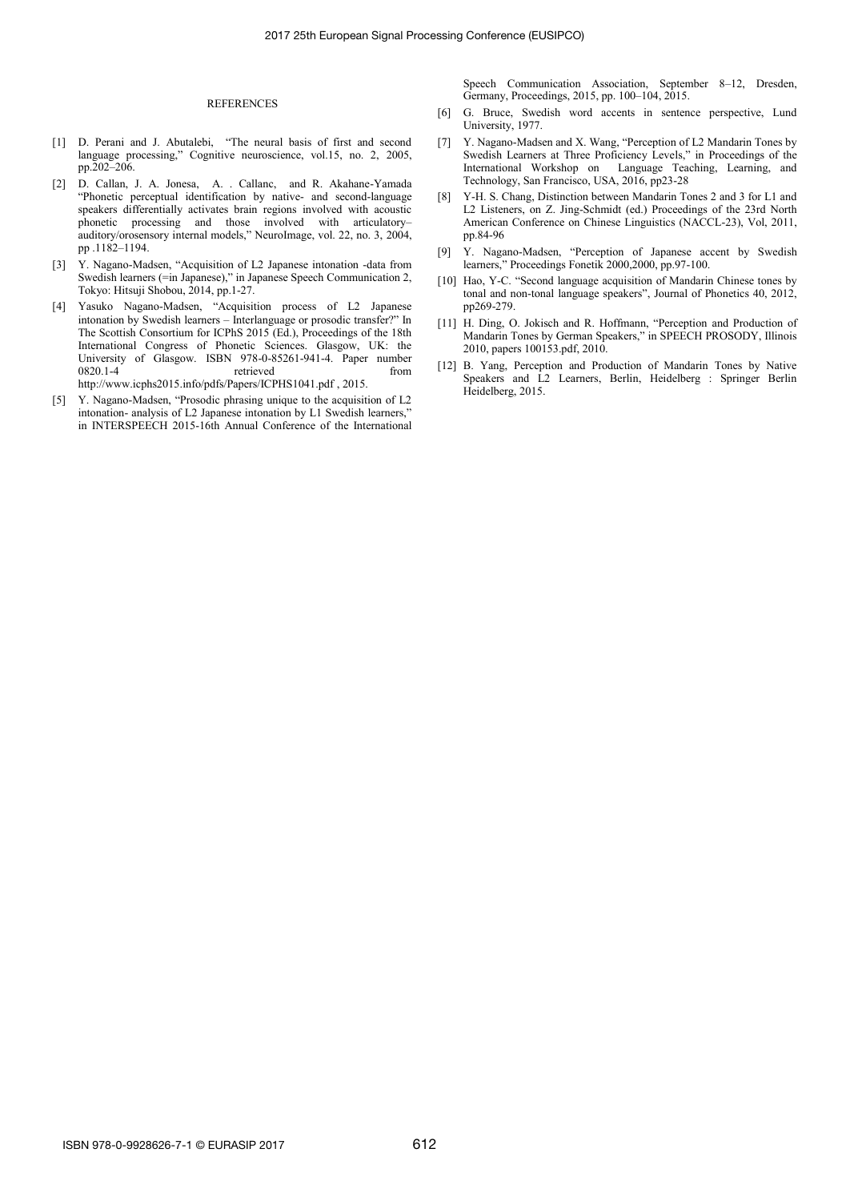## REFERENCES

[1] D. Perani and J. Abutalebi, "The neural basis of first and second language processing," Cognitive neuroscience, vol.15, no. 2, 2005, pp.202–206.

[2] D. Callan, J. A. Jonesa, A. . Callanc, and R. Akahane-Yamada "Phonetic perceptual identification by native- and second-language speakers differentially activates brain regions involved with acoustic phonetic processing and those involved with articulatory–auditory/orosensory internal models," NeuroImage, vol. 22, no. 3, 2004, pp .1182–1194.

[3] Y. Nagano-Madsen, "Acquisition of L2 Japanese intonation -data from Swedish learners (=in Japanese)," in Japanese Speech Communication 2, Tokyo: Hitsuji Shobou, 2014, pp.1-27.

[4] Yasuko Nagano-Madsen, "Acquisition process of L2 Japanese intonation by Swedish learners – Interlanguage or prosodic transfer?" In The Scottish Consortium for ICPhS 2015 (Ed.), Proceedings of the 18th International Congress of Phonetic Sciences. Glasgow, UK: the University of Glasgow. ISBN 978-0-85261-941-4. Paper number 0820.1-4 retrieved from http://www.icphs2015.info/pdfs/Papers/ICPHS1041.pdf , 2015.

[5] Y. Nagano-Madsen, "Prosodic phrasing unique to the acquisition of L2 intonation- analysis of L2 Japanese intonation by L1 Swedish learners," in INTERSPEECH 2015-16th Annual Conference of the International Speech Communication Association, September 8–12, Dresden, Germany, Proceedings, 2015, pp. 100–104, 2015.

[6] G. Bruce, Swedish word accents in sentence perspective, Lund University, 1977.

[7] Y. Nagano-Madsen and X. Wang, "Perception of L2 Mandarin Tones by Swedish Learners at Three Proficiency Levels," in Proceedings of the International Workshop on Language Teaching, Learning, and Technology, San Francisco, USA, 2016, pp23-28

[8] Y-H. S. Chang, Distinction between Mandarin Tones 2 and 3 for L1 and L2 Listeners, on Z. Jing-Schmidt (ed.) Proceedings of the 23rd North American Conference on Chinese Linguistics (NACCL-23), Vol, 2011, pp.84-96

[9] Y. Nagano-Madsen, "Perception of Japanese accent by Swedish learners," Proceedings Fonetik 2000,2000, pp.97-100.

[10] Hao, Y-C. "Second language acquisition of Mandarin Chinese tones by tonal and non-tonal language speakers", Journal of Phonetics 40, 2012, pp269-279.

[11] H. Ding, O. Jokisch and R. Hoffmann, "Perception and Production of Mandarin Tones by German Speakers," in SPEECH PROSODY, Illinois 2010, papers 100153.pdf, 2010.

[12] B. Yang, Perception and Production of Mandarin Tones by Native Speakers and L2 Learners, Berlin, Heidelberg : Springer Berlin Heidelberg, 2015.